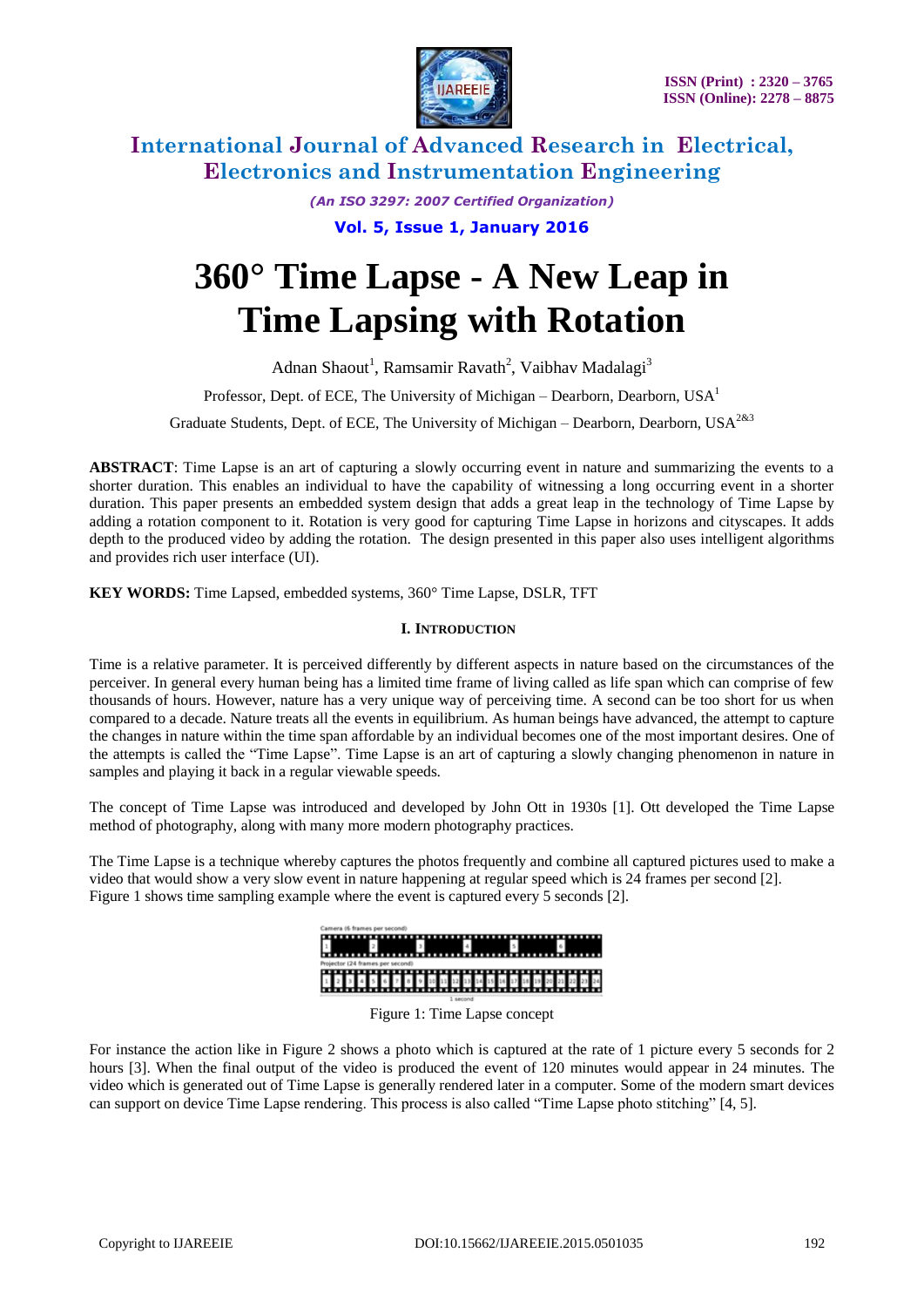# 360° Time Lapse - A New Leap in Time Lapsing with Rotation

Adnan Shaout[1], Ramsamir Ravath[2], Vaibhav Madalagi[3]

Professor, Dept. of ECE, The University of Michigan – Dearborn, Dearborn, USA[1]

Graduate Students, Dept. of ECE, The University of Michigan – Dearborn, Dearborn, USA[2&3]

**ABSTRACT**: Time Lapse is an art of capturing a slowly occurring event in nature and summarizing the events to a shorter duration. This enables an individual to have the capability of witnessing a long occurring event in a shorter duration. This paper presents an embedded system design that adds a great leap in the technology of Time Lapse by adding a rotation component to it. Rotation is very good for capturing Time Lapse in horizons and cityscapes. It adds depth to the produced video by adding the rotation. The design presented in this paper also uses intelligent algorithms and provides rich user interface (UI).

**KEY WORDS:** Time Lapsed, embedded systems, 360° Time Lapse, DSLR, TFT

## I. Introduction

Time is a relative parameter. It is perceived differently by different aspects in nature based on the circumstances of the perceiver. In general every human being has a limited time frame of living called as life span which can comprise of few thousands of hours. However, nature has a very unique way of perceiving time. A second can be too short for us when compared to a decade. Nature treats all the events in equilibrium. As human beings have advanced, the attempt to capture the changes in nature within the time span affordable by an individual becomes one of the most important desires. One of the attempts is called the "Time Lapse". Time Lapse is an art of capturing a slowly changing phenomenon in nature in samples and playing it back in a regular viewable speeds.

The concept of Time Lapse was introduced and developed by John Ott in 1930s [1]. Ott developed the Time Lapse method of photography, along with many more modern photography practices.

The Time Lapse is a technique whereby captures the photos frequently and combine all captured pictures used to make a video that would show a very slow event in nature happening at regular speed which is 24 frames per second [2]. Figure 1 shows time sampling example where the event is captured every 5 seconds [2].

Figure 1: Time Lapse concept

For instance the action like in Figure 2 shows a photo which is captured at the rate of 1 picture every 5 seconds for 2 hours [3]. When the final output of the video is produced the event of 120 minutes would appear in 24 minutes. The video which is generated out of Time Lapse is generally rendered later in a computer. Some of the modern smart devices can support on device Time Lapse rendering. This process is also called "Time Lapse photo stitching" [4, 5].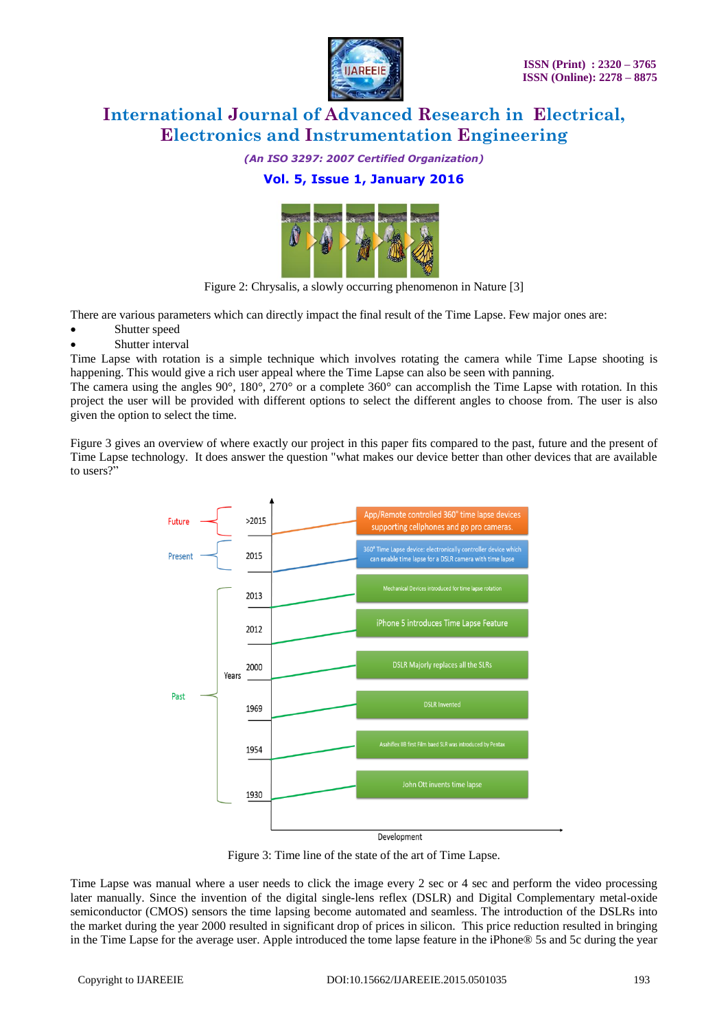Figure 2: Chrysalis, a slowly occurring phenomenon in Nature [3]

There are various parameters which can directly impact the final result of the Time Lapse. Few major ones are:

- Shutter speed
- Shutter interval

Time Lapse with rotation is a simple technique which involves rotating the camera while Time Lapse shooting is happening. This would give a rich user appeal where the Time Lapse can also be seen with panning.
The camera using the angles 90°, 180°, 270° or a complete 360° can accomplish the Time Lapse with rotation. In this project the user will be provided with different options to select the different angles to choose from. The user is also given the option to select the time.

Figure 3 gives an overview of where exactly our project in this paper fits compared to the past, future and the present of Time Lapse technology. It does answer the question "what makes our device better than other devices that are available to users?"

Figure 3: Time line of the state of the art of Time Lapse.

Time Lapse was manual where a user needs to click the image every 2 sec or 4 sec and perform the video processing later manually. Since the invention of the digital single-lens reflex (DSLR) and Digital Complementary metal-oxide semiconductor (CMOS) sensors the time lapsing become automated and seamless. The introduction of the DSLRs into the market during the year 2000 resulted in significant drop of prices in silicon. This price reduction resulted in bringing in the Time Lapse for the average user. Apple introduced the tome lapse feature in the iPhone® 5s and 5c during the year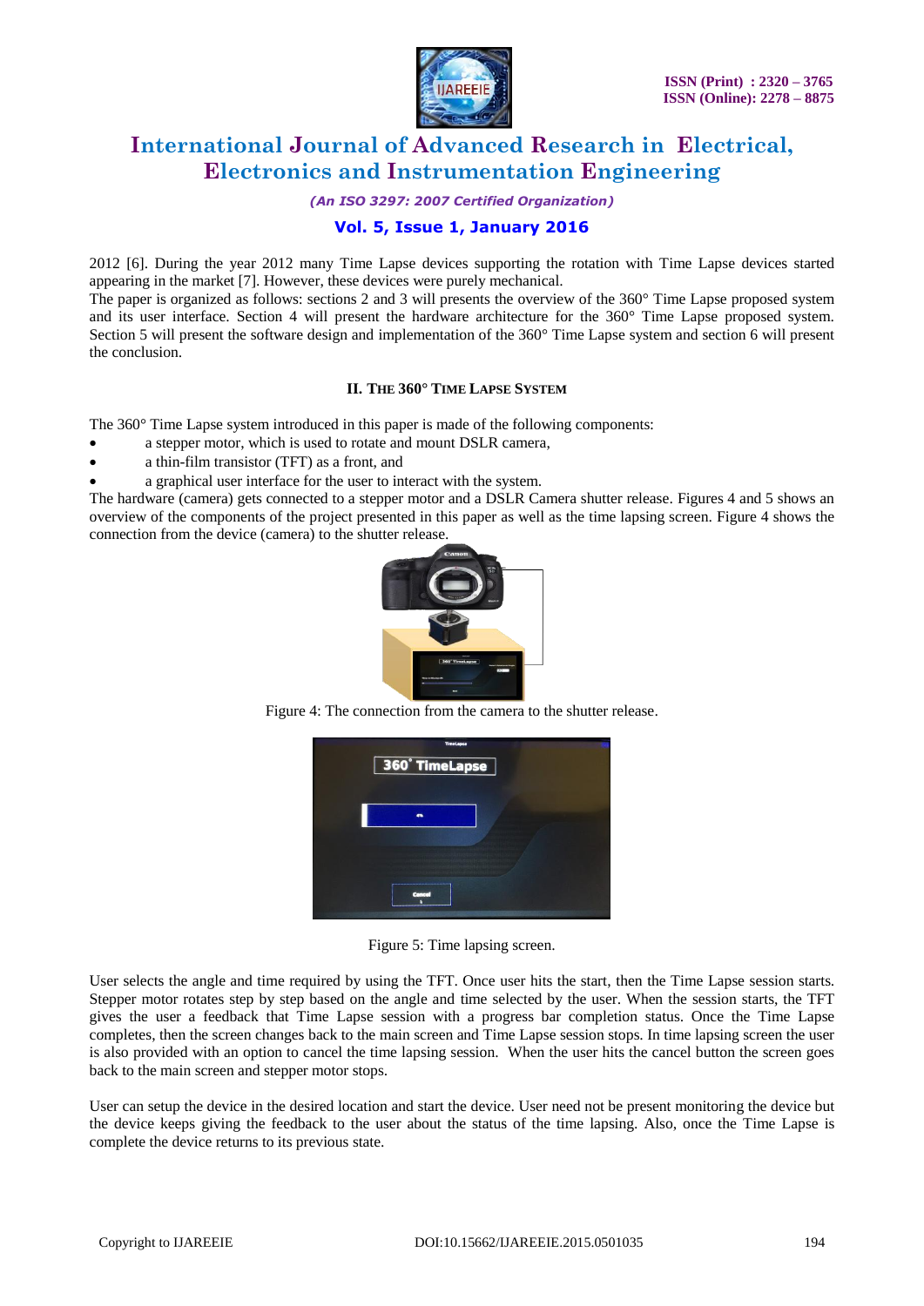2012 [6]. During the year 2012 many Time Lapse devices supporting the rotation with Time Lapse devices started appearing in the market [7]. However, these devices were purely mechanical.
The paper is organized as follows: sections 2 and 3 will presents the overview of the 360° Time Lapse proposed system and its user interface. Section 4 will present the hardware architecture for the 360° Time Lapse proposed system. Section 5 will present the software design and implementation of the 360° Time Lapse system and section 6 will present the conclusion.

## II. THE 360° TIME LAPSE SYSTEM

The 360° Time Lapse system introduced in this paper is made of the following components:

- a stepper motor, which is used to rotate and mount DSLR camera,
- a thin-film transistor (TFT) as a front, and
- a graphical user interface for the user to interact with the system.

The hardware (camera) gets connected to a stepper motor and a DSLR Camera shutter release. Figures 4 and 5 shows an overview of the components of the project presented in this paper as well as the time lapsing screen. Figure 4 shows the connection from the device (camera) to the shutter release.

Figure 4: The connection from the camera to the shutter release.

Figure 5: Time lapsing screen.

User selects the angle and time required by using the TFT. Once user hits the start, then the Time Lapse session starts. Stepper motor rotates step by step based on the angle and time selected by the user. When the session starts, the TFT gives the user a feedback that Time Lapse session with a progress bar completion status. Once the Time Lapse completes, then the screen changes back to the main screen and Time Lapse session stops. In time lapsing screen the user is also provided with an option to cancel the time lapsing session. When the user hits the cancel button the screen goes back to the main screen and stepper motor stops.

User can setup the device in the desired location and start the device. User need not be present monitoring the device but the device keeps giving the feedback to the user about the status of the time lapsing. Also, once the Time Lapse is complete the device returns to its previous state.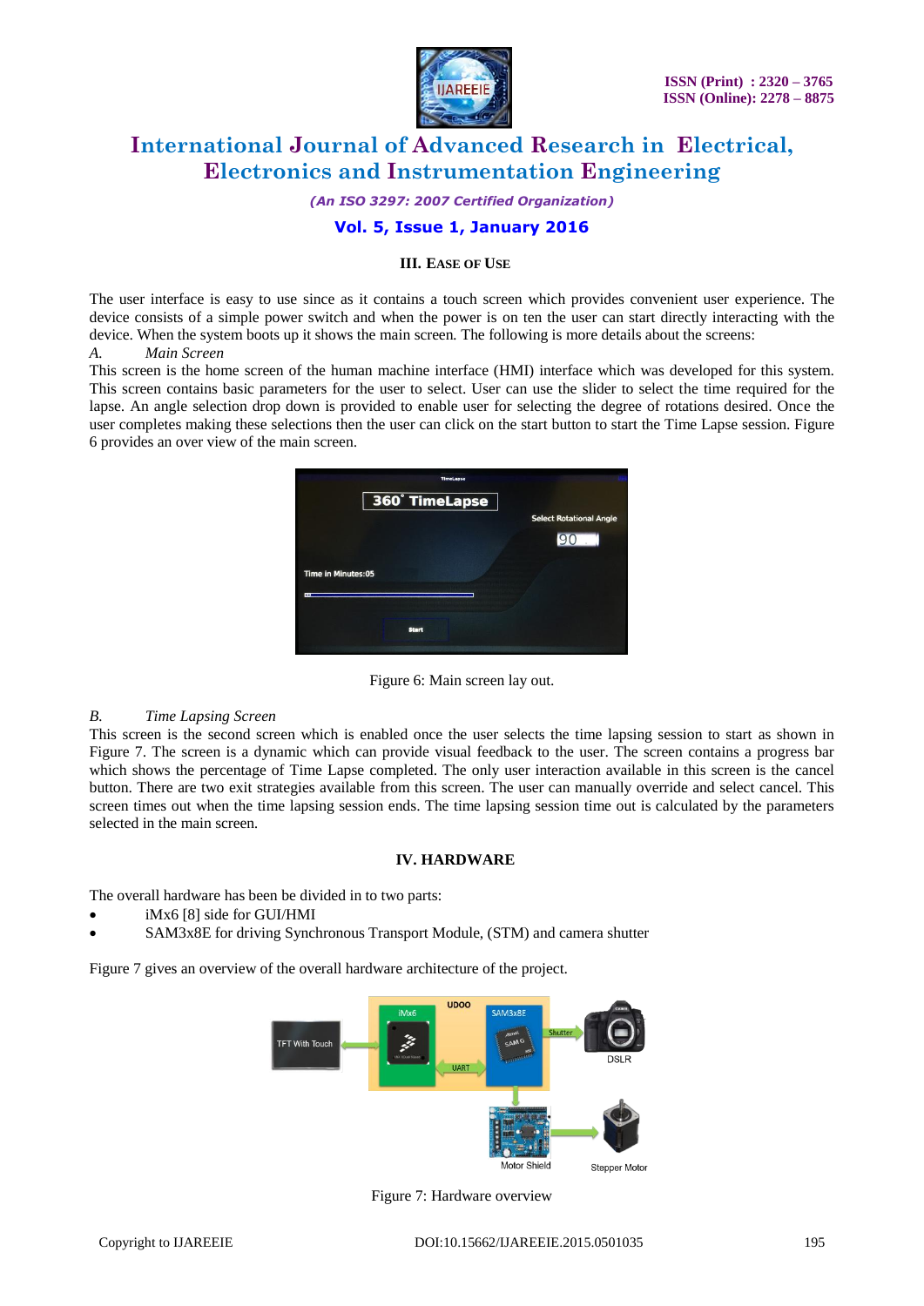### III. EASE OF USE

The user interface is easy to use since as it contains a touch screen which provides convenient user experience. The device consists of a simple power switch and when the power is on ten the user can start directly interacting with the device. When the system boots up it shows the main screen. The following is more details about the screens:

*A. Main Screen*

This screen is the home screen of the human machine interface (HMI) interface which was developed for this system. This screen contains basic parameters for the user to select. User can use the slider to select the time required for the lapse. An angle selection drop down is provided to enable user for selecting the degree of rotations desired. Once the user completes making these selections then the user can click on the start button to start the Time Lapse session. Figure 6 provides an over view of the main screen.

Figure 6: Main screen lay out.

*B. Time Lapsing Screen*

This screen is the second screen which is enabled once the user selects the time lapsing session to start as shown in Figure 7. The screen is a dynamic which can provide visual feedback to the user. The screen contains a progress bar which shows the percentage of Time Lapse completed. The only user interaction available in this screen is the cancel button. There are two exit strategies available from this screen. The user can manually override and select cancel. This screen times out when the time lapsing session ends. The time lapsing session time out is calculated by the parameters selected in the main screen.

### IV. HARDWARE

The overall hardware has been be divided in to two parts:

- iMx6 [8] side for GUI/HMI
- SAM3x8E for driving Synchronous Transport Module, (STM) and camera shutter

Figure 7 gives an overview of the overall hardware architecture of the project.

Figure 7: Hardware overview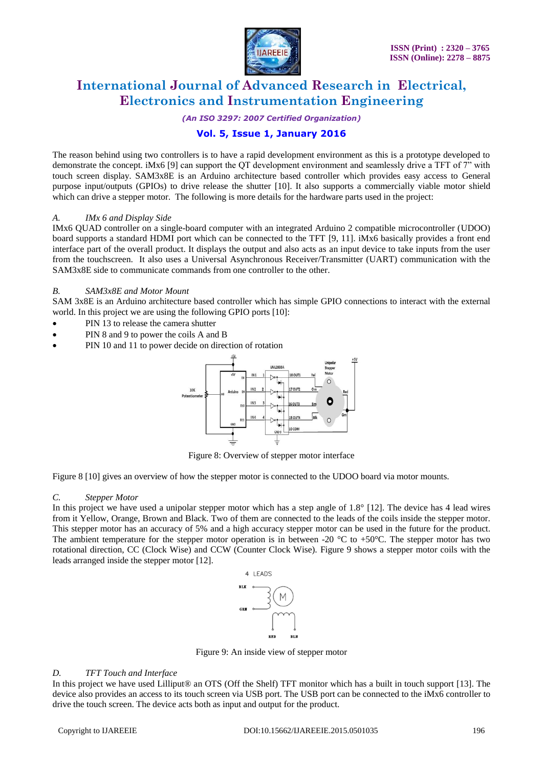The reason behind using two controllers is to have a rapid development environment as this is a prototype developed to demonstrate the concept. iMx6 [9] can support the QT development environment and seamlessly drive a TFT of 7" with touch screen display. SAM3x8E is an Arduino architecture based controller which provides easy access to General purpose input/outputs (GPIOs) to drive release the shutter [10]. It also supports a commercially viable motor shield which can drive a stepper motor. The following is more details for the hardware parts used in the project:

### *A. IMx 6 and Display Side*

IMx6 QUAD controller on a single-board computer with an integrated Arduino 2 compatible microcontroller (UDOO) board supports a standard HDMI port which can be connected to the TFT [9, 11]. iMx6 basically provides a front end interface part of the overall product. It displays the output and also acts as an input device to take inputs from the user from the touchscreen. It also uses a Universal Asynchronous Receiver/Transmitter (UART) communication with the SAM3x8E side to communicate commands from one controller to the other.

### *B. SAM3x8E and Motor Mount*

SAM 3x8E is an Arduino architecture based controller which has simple GPIO connections to interact with the external world. In this project we are using the following GPIO ports [10]:

- PIN 13 to release the camera shutter
- PIN 8 and 9 to power the coils A and B
- PIN 10 and 11 to power decide on direction of rotation

Figure 8: Overview of stepper motor interface

Figure 8 [10] gives an overview of how the stepper motor is connected to the UDOO board via motor mounts.

### *C. Stepper Motor*

In this project we have used a unipolar stepper motor which has a step angle of 1.8° [12]. The device has 4 lead wires from it Yellow, Orange, Brown and Black. Two of them are connected to the leads of the coils inside the stepper motor. This stepper motor has an accuracy of 5% and a high accuracy stepper motor can be used in the future for the product. The ambient temperature for the stepper motor operation is in between -20 °C to +50°C. The stepper motor has two rotational direction, CC (Clock Wise) and CCW (Counter Clock Wise). Figure 9 shows a stepper motor coils with the leads arranged inside the stepper motor [12].

Figure 9: An inside view of stepper motor

### *D. TFT Touch and Interface*

In this project we have used Lilliput® an OTS (Off the Shelf) TFT monitor which has a built in touch support [13]. The device also provides an access to its touch screen via USB port. The USB port can be connected to the iMx6 controller to drive the touch screen. The device acts both as input and output for the product.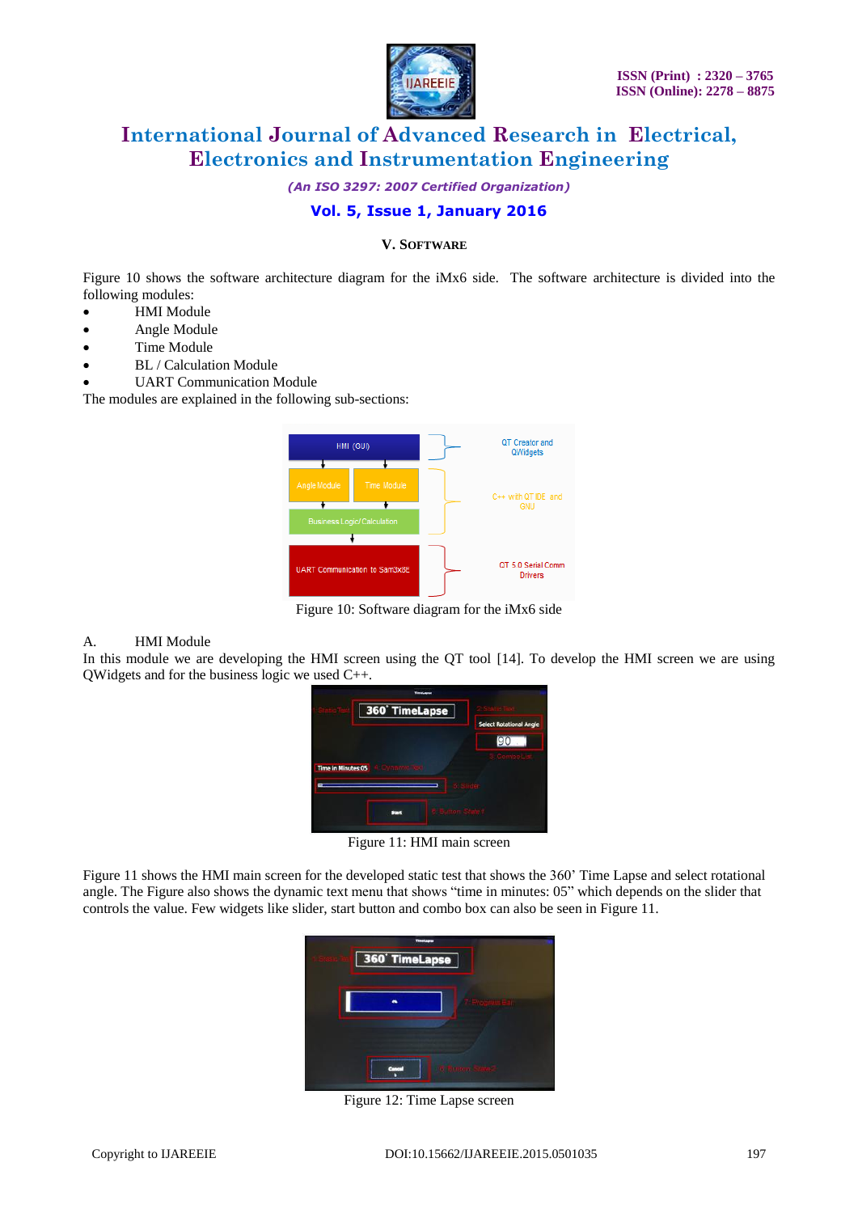## V. SOFTWARE

Figure 10 shows the software architecture diagram for the iMx6 side. The software architecture is divided into the following modules:

- HMI Module
- Angle Module
- Time Module
- BL / Calculation Module
- UART Communication Module

The modules are explained in the following sub-sections:

Figure 10: Software diagram for the iMx6 side

### A. HMI Module

In this module we are developing the HMI screen using the QT tool [14]. To develop the HMI screen we are using QWidgets and for the business logic we used C++.

Figure 11: HMI main screen

Figure 11 shows the HMI main screen for the developed static test that shows the 360' Time Lapse and select rotational angle. The Figure also shows the dynamic text menu that shows "time in minutes: 05" which depends on the slider that controls the value. Few widgets like slider, start button and combo box can also be seen in Figure 11.

Figure 12: Time Lapse screen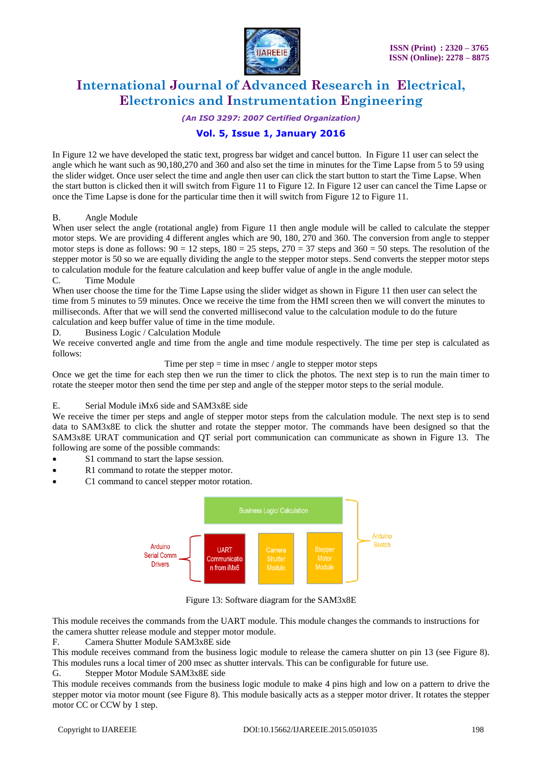In Figure 12 we have developed the static text, progress bar widget and cancel button. In Figure 11 user can select the angle which he want such as 90,180,270 and 360 and also set the time in minutes for the Time Lapse from 5 to 59 using the slider widget. Once user select the time and angle then user can click the start button to start the Time Lapse. When the start button is clicked then it will switch from Figure 11 to Figure 12. In Figure 12 user can cancel the Time Lapse or once the Time Lapse is done for the particular time then it will switch from Figure 12 to Figure 11.

B. Angle Module

When user select the angle (rotational angle) from Figure 11 then angle module will be called to calculate the stepper motor steps. We are providing 4 different angles which are 90, 180, 270 and 360. The conversion from angle to stepper motor steps is done as follows: 90 = 12 steps, 180 = 25 steps, 270 = 37 steps and 360 = 50 steps. The resolution of the stepper motor is 50 so we are equally dividing the angle to the stepper motor steps. Send converts the stepper motor steps to calculation module for the feature calculation and keep buffer value of angle in the angle module.

C. Time Module

When user choose the time for the Time Lapse using the slider widget as shown in Figure 11 then user can select the time from 5 minutes to 59 minutes. Once we receive the time from the HMI screen then we will convert the minutes to milliseconds. After that we will send the converted millisecond value to the calculation module to do the future calculation and keep buffer value of time in the time module.

D. Business Logic / Calculation Module

We receive converted angle and time from the angle and time module respectively. The time per step is calculated as follows:

Time per step = time in msec / angle to stepper motor steps

Once we get the time for each step then we run the timer to click the photos. The next step is to run the main timer to rotate the steeper motor then send the time per step and angle of the stepper motor steps to the serial module.

E. Serial Module iMx6 side and SAM3x8E side

We receive the timer per steps and angle of stepper motor steps from the calculation module. The next step is to send data to SAM3x8E to click the shutter and rotate the stepper motor. The commands have been designed so that the SAM3x8E URAT communication and QT serial port communication can communicate as shown in Figure 13. The following are some of the possible commands:

- S1 command to start the lapse session.
- R1 command to rotate the stepper motor.
- C1 command to cancel stepper motor rotation.

Business Logic/ Calculation

Arduino Serial Comm Drivers | UART Communication from iMx6 | Camera Shutter Module | Stepper Motor Module | Arduino Sketch

Figure 13: Software diagram for the SAM3x8E

This module receives the commands from the UART module. This module changes the commands to instructions for the camera shutter release module and stepper motor module.

F. Camera Shutter Module SAM3x8E side

This module receives command from the business logic module to release the camera shutter on pin 13 (see Figure 8). This modules runs a local timer of 200 msec as shutter intervals. This can be configurable for future use.

G. Stepper Motor Module SAM3x8E side

This module receives commands from the business logic module to make 4 pins high and low on a pattern to drive the stepper motor via motor mount (see Figure 8). This module basically acts as a stepper motor driver. It rotates the stepper motor CC or CCW by 1 step.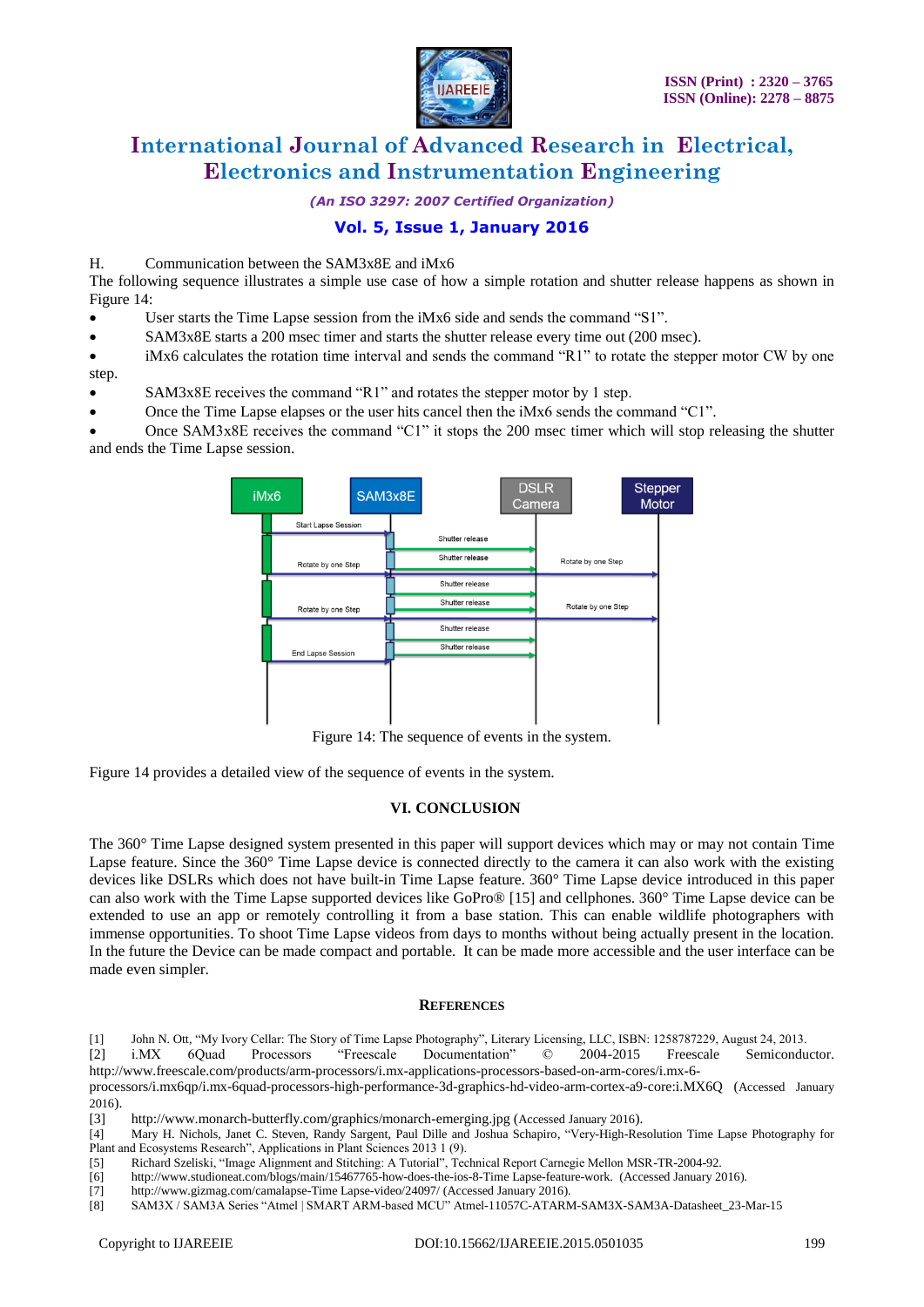H. Communication between the SAM3x8E and iMx6

The following sequence illustrates a simple use case of how a simple rotation and shutter release happens as shown in Figure 14:

- User starts the Time Lapse session from the iMx6 side and sends the command "S1".
- SAM3x8E starts a 200 msec timer and starts the shutter release every time out (200 msec).
- iMx6 calculates the rotation time interval and sends the command "R1" to rotate the stepper motor CW by one step.
- SAM3x8E receives the command "R1" and rotates the stepper motor by 1 step.
- Once the Time Lapse elapses or the user hits cancel then the iMx6 sends the command "C1".
- Once SAM3x8E receives the command "C1" it stops the 200 msec timer which will stop releasing the shutter and ends the Time Lapse session.

Figure 14: The sequence of events in the system.

Figure 14 provides a detailed view of the sequence of events in the system.

## VI. CONCLUSION

The 360° Time Lapse designed system presented in this paper will support devices which may or may not contain Time Lapse feature. Since the 360° Time Lapse device is connected directly to the camera it can also work with the existing devices like DSLRs which does not have built-in Time Lapse feature. 360° Time Lapse device introduced in this paper can also work with the Time Lapse supported devices like GoPro® [15] and cellphones. 360° Time Lapse device can be extended to use an app or remotely controlling it from a base station. This can enable wildlife photographers with immense opportunities. To shoot Time Lapse videos from days to months without being actually present in the location. In the future the Device can be made compact and portable. It can be made more accessible and the user interface can be made even simpler.

## REFERENCES

[1] John N. Ott, "My Ivory Cellar: The Story of Time Lapse Photography", Literary Licensing, LLC, ISBN: 1258787229, August 24, 2013.

[2] i.MX 6Quad Processors "Freescale Documentation" © 2004-2015 Freescale Semiconductor. http://www.freescale.com/products/arm-processors/i.mx-applications-processors-based-on-arm-cores/i.mx-6-processors/i.mx6qp/i.mx-6quad-processors-high-performance-3d-graphics-hd-video-arm-cortex-a9-core:i.MX6Q (Accessed January 2016).

[3] http://www.monarch-butterfly.com/graphics/monarch-emerging.jpg (Accessed January 2016).

[4] Mary H. Nichols, Janet C. Steven, Randy Sargent, Paul Dille and Joshua Schapiro, "Very-High-Resolution Time Lapse Photography for Plant and Ecosystems Research", Applications in Plant Sciences 2013 1 (9).

[5] Richard Szeliski, "Image Alignment and Stitching: A Tutorial", Technical Report Carnegie Mellon MSR-TR-2004-92.

[6] http://www.studioneat.com/blogs/main/15467765-how-does-the-ios-8-Time Lapse-feature-work. (Accessed January 2016).

[7] http://www.gizmag.com/camalapse-Time Lapse-video/24097/ (Accessed January 2016).

[8] SAM3X / SAM3A Series "Atmel | SMART ARM-based MCU" Atmel-11057C-ATARM-SAM3X-SAM3A-Datasheet_23-Mar-15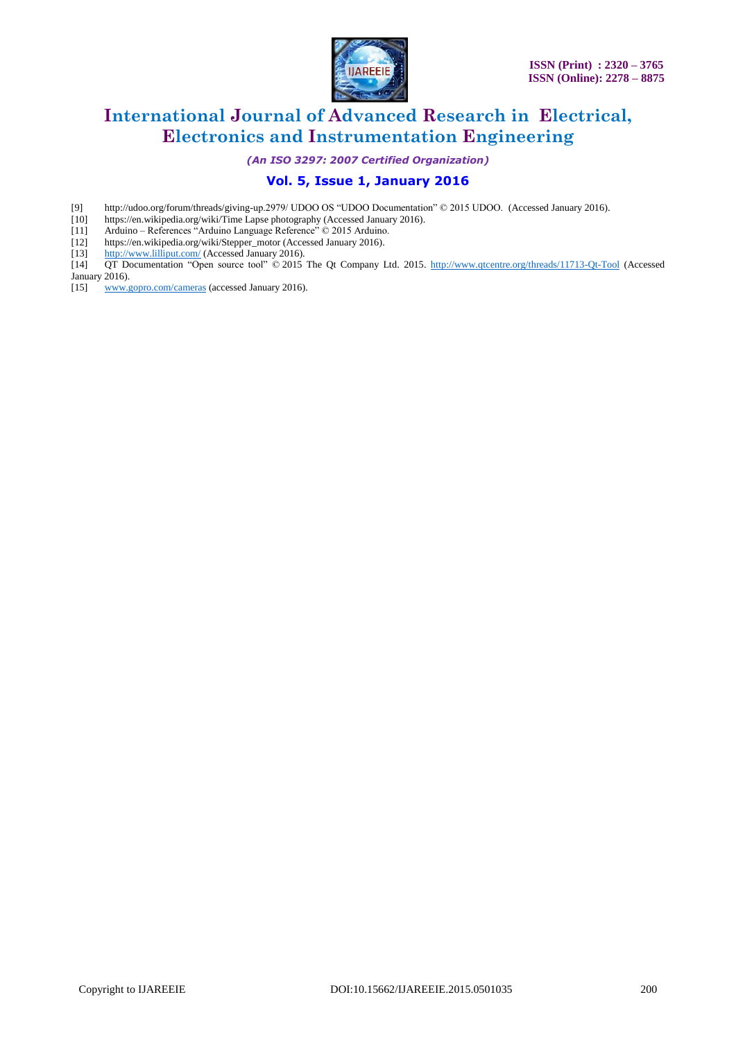[9] http://udoo.org/forum/threads/giving-up.2979/ UDOO OS "UDOO Documentation" © 2015 UDOO. (Accessed January 2016).

[10] https://en.wikipedia.org/wiki/Time Lapse photography (Accessed January 2016).

[11] Arduino – References "Arduino Language Reference" © 2015 Arduino.

[12] https://en.wikipedia.org/wiki/Stepper_motor (Accessed January 2016).

[13] http://www.lilliput.com/ (Accessed January 2016).

[14] QT Documentation "Open source tool" © 2015 The Qt Company Ltd. 2015. http://www.qtcentre.org/threads/11713-Qt-Tool (Accessed January 2016).

[15] www.gopro.com/cameras (accessed January 2016).